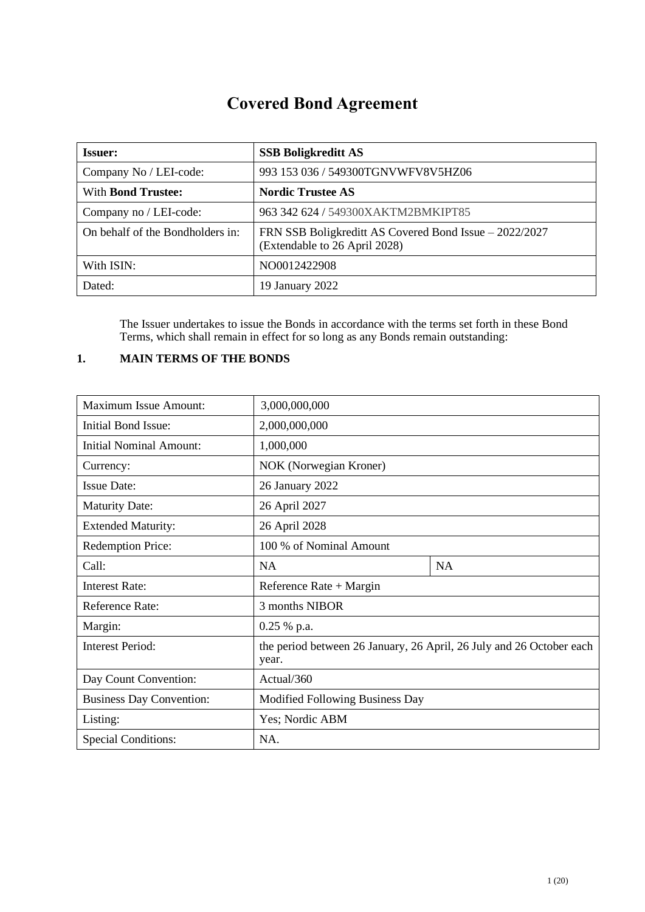# Covered Bond Agreement

| **Issuer:** | **SSB Boligkreditt AS** |
|---|---|
| Company No / LEI-code: | 993 153 036 / 549300TGNVWFV8V5HZ06 |
| With **Bond Trustee:** | **Nordic Trustee AS** |
| Company no / LEI-code: | 963 342 624 / 549300XAKTM2BMKIPT85 |
| On behalf of the Bondholders in: | FRN SSB Boligkreditt AS Covered Bond Issue – 2022/2027 (Extendable to 26 April 2028) |
| With ISIN: | NO0012422908 |
| Dated: | 19 January 2022 |

The Issuer undertakes to issue the Bonds in accordance with the terms set forth in these Bond Terms, which shall remain in effect for so long as any Bonds remain outstanding:

## 1. MAIN TERMS OF THE BONDS

| Maximum Issue Amount: | 3,000,000,000 | |
|---|---|---|
| Initial Bond Issue: | 2,000,000,000 | |
| Initial Nominal Amount: | 1,000,000 | |
| Currency: | NOK (Norwegian Kroner) | |
| Issue Date: | 26 January 2022 | |
| Maturity Date: | 26 April 2027 | |
| Extended Maturity: | 26 April 2028 | |
| Redemption Price: | 100 % of Nominal Amount | |
| Call: | NA | NA |
| Interest Rate: | Reference Rate + Margin | |
| Reference Rate: | 3 months NIBOR | |
| Margin: | 0.25 % p.a. | |
| Interest Period: | the period between 26 January, 26 April, 26 July and 26 October each year. | |
| Day Count Convention: | Actual/360 | |
| Business Day Convention: | Modified Following Business Day | |
| Listing: | Yes; Nordic ABM | |
| Special Conditions: | NA. | |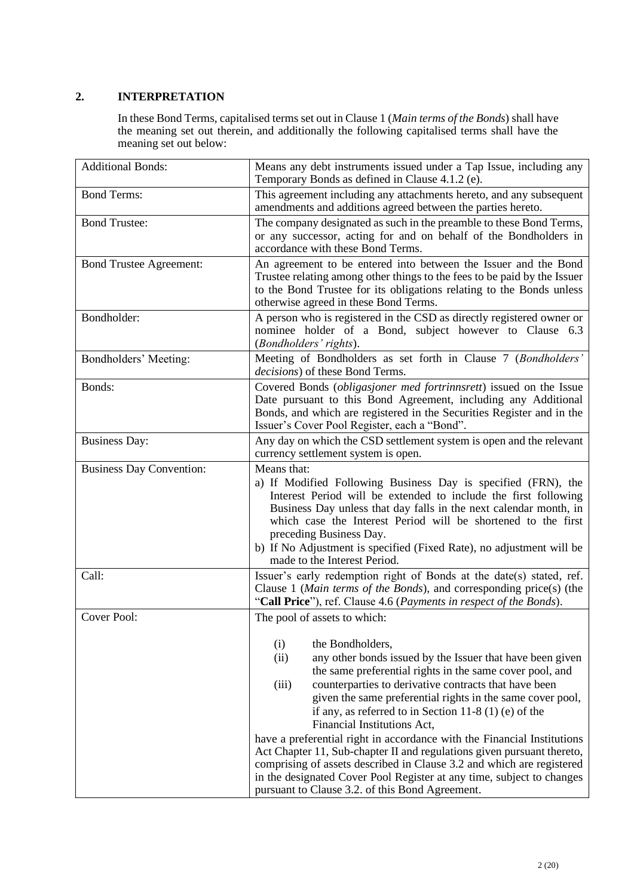## 2. INTERPRETATION

In these Bond Terms, capitalised terms set out in Clause 1 (*Main terms of the Bonds*) shall have the meaning set out therein, and additionally the following capitalised terms shall have the meaning set out below:

| | |
|---|---|
| Additional Bonds: | Means any debt instruments issued under a Tap Issue, including any Temporary Bonds as defined in Clause 4.1.2 (e). |
| Bond Terms: | This agreement including any attachments hereto, and any subsequent amendments and additions agreed between the parties hereto. |
| Bond Trustee: | The company designated as such in the preamble to these Bond Terms, or any successor, acting for and on behalf of the Bondholders in accordance with these Bond Terms. |
| Bond Trustee Agreement: | An agreement to be entered into between the Issuer and the Bond Trustee relating among other things to the fees to be paid by the Issuer to the Bond Trustee for its obligations relating to the Bonds unless otherwise agreed in these Bond Terms. |
| Bondholder: | A person who is registered in the CSD as directly registered owner or nominee holder of a Bond, subject however to Clause 6.3 (*Bondholders' rights*). |
| Bondholders' Meeting: | Meeting of Bondholders as set forth in Clause 7 (*Bondholders' decisions*) of these Bond Terms. |
| Bonds: | Covered Bonds (*obligasjoner med fortrinnsrett*) issued on the Issue Date pursuant to this Bond Agreement, including any Additional Bonds, and which are registered in the Securities Register and in the Issuer's Cover Pool Register, each a "Bond". |
| Business Day: | Any day on which the CSD settlement system is open and the relevant currency settlement system is open. |
| Business Day Convention: | Means that:<br>a) If Modified Following Business Day is specified (FRN), the Interest Period will be extended to include the first following Business Day unless that day falls in the next calendar month, in which case the Interest Period will be shortened to the first preceding Business Day.<br>b) If No Adjustment is specified (Fixed Rate), no adjustment will be made to the Interest Period. |
| Call: | Issuer's early redemption right of Bonds at the date(s) stated, ref. Clause 1 (*Main terms of the Bonds*), and corresponding price(s) (the "**Call Price**"), ref. Clause 4.6 (*Payments in respect of the Bonds*). |
| Cover Pool: | The pool of assets to which:<br>(i) the Bondholders,<br>(ii) any other bonds issued by the Issuer that have been given the same preferential rights in the same cover pool, and<br>(iii) counterparties to derivative contracts that have been given the same preferential rights in the same cover pool, if any, as referred to in Section 11-8 (1) (e) of the Financial Institutions Act,<br>have a preferential right in accordance with the Financial Institutions Act Chapter 11, Sub-chapter II and regulations given pursuant thereto, comprising of assets described in Clause 3.2 and which are registered in the designated Cover Pool Register at any time, subject to changes pursuant to Clause 3.2. of this Bond Agreement. |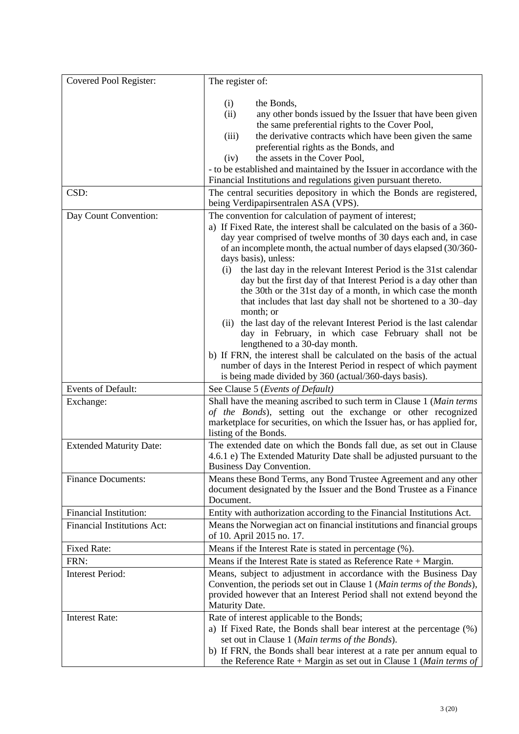| | |
|---|---|
| Covered Pool Register: | The register of:<br><br>(i) the Bonds,<br>(ii) any other bonds issued by the Issuer that have been given the same preferential rights to the Cover Pool,<br>(iii) the derivative contracts which have been given the same preferential rights as the Bonds, and<br>(iv) the assets in the Cover Pool,<br>- to be established and maintained by the Issuer in accordance with the Financial Institutions and regulations given pursuant thereto. |
| CSD: | The central securities depository in which the Bonds are registered, being Verdipapirsentralen ASA (VPS). |
| Day Count Convention: | The convention for calculation of payment of interest;<br>a) If Fixed Rate, the interest shall be calculated on the basis of a 360-day year comprised of twelve months of 30 days each and, in case of an incomplete month, the actual number of days elapsed (30/360-days basis), unless:<br>(i) the last day in the relevant Interest Period is the 31st calendar day but the first day of that Interest Period is a day other than the 30th or the 31st day of a month, in which case the month that includes that last day shall not be shortened to a 30–day month; or<br>(ii) the last day of the relevant Interest Period is the last calendar day in February, in which case February shall not be lengthened to a 30-day month.<br>b) If FRN, the interest shall be calculated on the basis of the actual number of days in the Interest Period in respect of which payment is being made divided by 360 (actual/360-days basis). |
| Events of Default: | See Clause 5 (*Events of Default)* |
| Exchange: | Shall have the meaning ascribed to such term in Clause 1 (*Main terms of the Bonds*), setting out the exchange or other recognized marketplace for securities, on which the Issuer has, or has applied for, listing of the Bonds. |
| Extended Maturity Date: | The extended date on which the Bonds fall due, as set out in Clause 4.6.1 e) The Extended Maturity Date shall be adjusted pursuant to the Business Day Convention. |
| Finance Documents: | Means these Bond Terms, any Bond Trustee Agreement and any other document designated by the Issuer and the Bond Trustee as a Finance Document. |
| Financial Institution: | Entity with authorization according to the Financial Institutions Act. |
| Financial Institutions Act: | Means the Norwegian act on financial institutions and financial groups of 10. April 2015 no. 17. |
| Fixed Rate: | Means if the Interest Rate is stated in percentage (%). |
| FRN: | Means if the Interest Rate is stated as Reference Rate + Margin. |
| Interest Period: | Means, subject to adjustment in accordance with the Business Day Convention, the periods set out in Clause 1 (*Main terms of the Bonds*), provided however that an Interest Period shall not extend beyond the Maturity Date. |
| Interest Rate: | Rate of interest applicable to the Bonds;<br>a) If Fixed Rate, the Bonds shall bear interest at the percentage (%) set out in Clause 1 (*Main terms of the Bonds*).<br>b) If FRN, the Bonds shall bear interest at a rate per annum equal to the Reference Rate + Margin as set out in Clause 1 (*Main terms of* |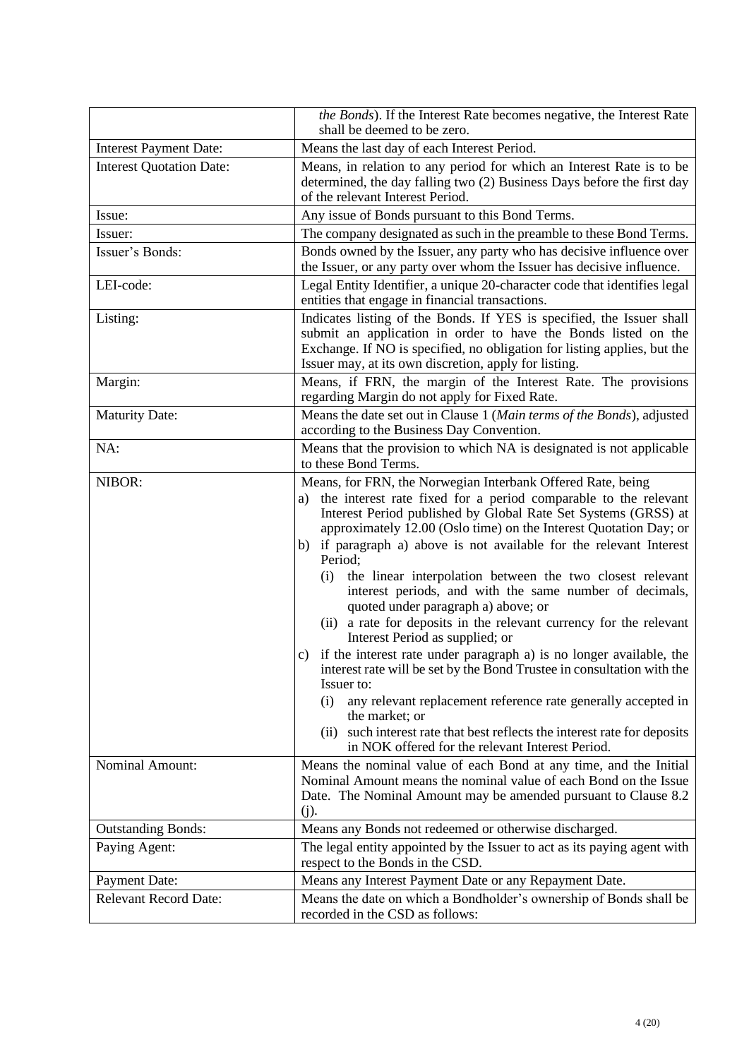| | |
|---|---|
| | *the Bonds*). If the Interest Rate becomes negative, the Interest Rate shall be deemed to be zero. |
| Interest Payment Date: | Means the last day of each Interest Period. |
| Interest Quotation Date: | Means, in relation to any period for which an Interest Rate is to be determined, the day falling two (2) Business Days before the first day of the relevant Interest Period. |
| Issue: | Any issue of Bonds pursuant to this Bond Terms. |
| Issuer: | The company designated as such in the preamble to these Bond Terms. |
| Issuer's Bonds: | Bonds owned by the Issuer, any party who has decisive influence over the Issuer, or any party over whom the Issuer has decisive influence. |
| LEI-code: | Legal Entity Identifier, a unique 20-character code that identifies legal entities that engage in financial transactions. |
| Listing: | Indicates listing of the Bonds. If YES is specified, the Issuer shall submit an application in order to have the Bonds listed on the Exchange. If NO is specified, no obligation for listing applies, but the Issuer may, at its own discretion, apply for listing. |
| Margin: | Means, if FRN, the margin of the Interest Rate. The provisions regarding Margin do not apply for Fixed Rate. |
| Maturity Date: | Means the date set out in Clause 1 (*Main terms of the Bonds*), adjusted according to the Business Day Convention. |
| NA: | Means that the provision to which NA is designated is not applicable to these Bond Terms. |
| NIBOR: | Means, for FRN, the Norwegian Interbank Offered Rate, being<br>a) the interest rate fixed for a period comparable to the relevant Interest Period published by Global Rate Set Systems (GRSS) at approximately 12.00 (Oslo time) on the Interest Quotation Day; or<br>b) if paragraph a) above is not available for the relevant Interest Period;<br>(i) the linear interpolation between the two closest relevant interest periods, and with the same number of decimals, quoted under paragraph a) above; or<br>(ii) a rate for deposits in the relevant currency for the relevant Interest Period as supplied; or<br>c) if the interest rate under paragraph a) is no longer available, the interest rate will be set by the Bond Trustee in consultation with the Issuer to:<br>(i) any relevant replacement reference rate generally accepted in the market; or<br>(ii) such interest rate that best reflects the interest rate for deposits in NOK offered for the relevant Interest Period. |
| Nominal Amount: | Means the nominal value of each Bond at any time, and the Initial Nominal Amount means the nominal value of each Bond on the Issue Date. The Nominal Amount may be amended pursuant to Clause 8.2 (j). |
| Outstanding Bonds: | Means any Bonds not redeemed or otherwise discharged. |
| Paying Agent: | The legal entity appointed by the Issuer to act as its paying agent with respect to the Bonds in the CSD. |
| Payment Date: | Means any Interest Payment Date or any Repayment Date. |
| Relevant Record Date: | Means the date on which a Bondholder's ownership of Bonds shall be recorded in the CSD as follows: |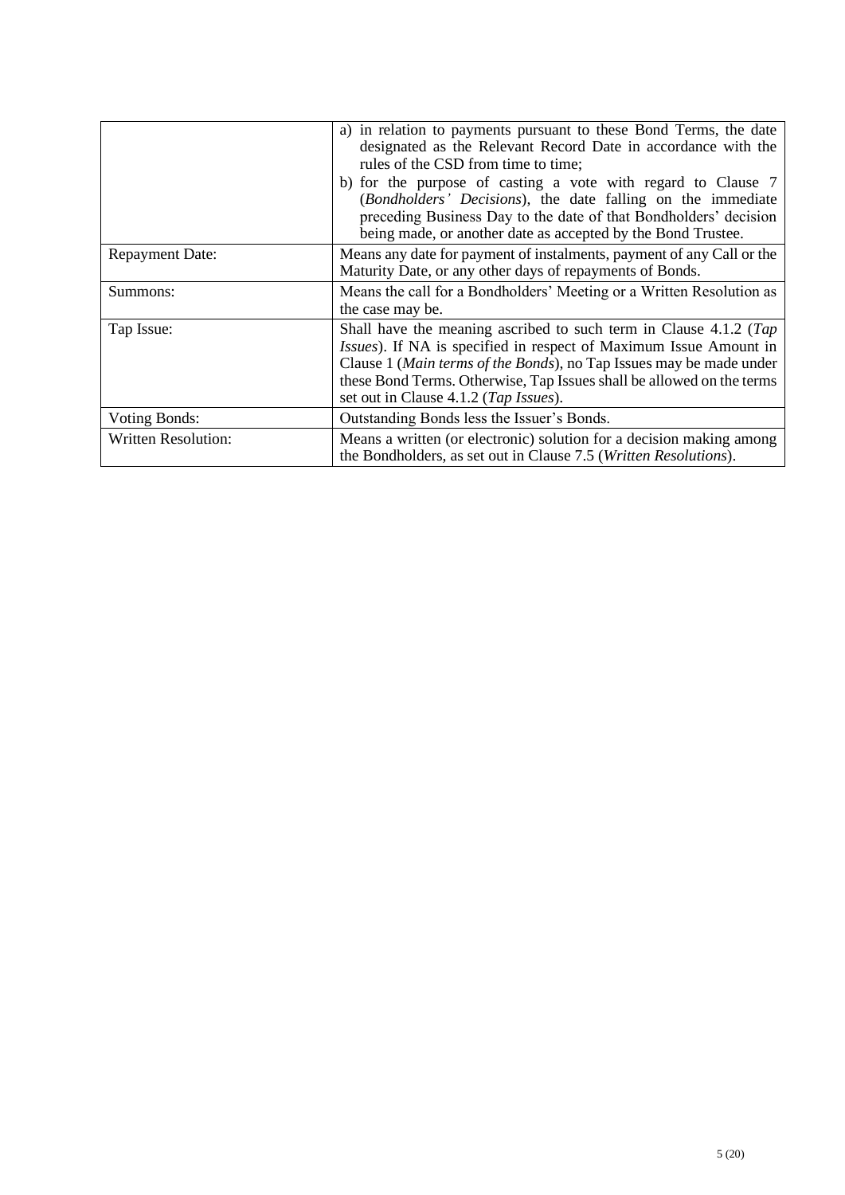| | |
|---|---|
| | a) in relation to payments pursuant to these Bond Terms, the date designated as the Relevant Record Date in accordance with the rules of the CSD from time to time;<br>b) for the purpose of casting a vote with regard to Clause 7 (*Bondholders' Decisions*), the date falling on the immediate preceding Business Day to the date of that Bondholders' decision being made, or another date as accepted by the Bond Trustee. |
| Repayment Date: | Means any date for payment of instalments, payment of any Call or the Maturity Date, or any other days of repayments of Bonds. |
| Summons: | Means the call for a Bondholders' Meeting or a Written Resolution as the case may be. |
| Tap Issue: | Shall have the meaning ascribed to such term in Clause 4.1.2 (*Tap Issues*). If NA is specified in respect of Maximum Issue Amount in Clause 1 (*Main terms of the Bonds*), no Tap Issues may be made under these Bond Terms. Otherwise, Tap Issues shall be allowed on the terms set out in Clause 4.1.2 (*Tap Issues*). |
| Voting Bonds: | Outstanding Bonds less the Issuer's Bonds. |
| Written Resolution: | Means a written (or electronic) solution for a decision making among the Bondholders, as set out in Clause 7.5 (*Written Resolutions*). |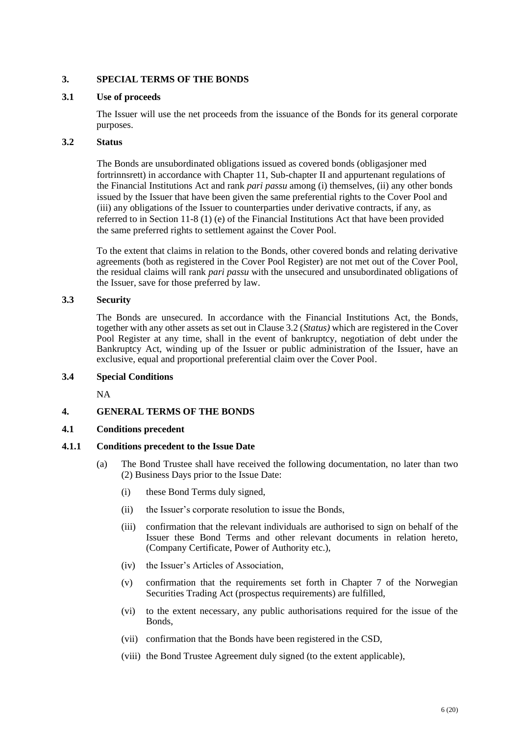## 3. SPECIAL TERMS OF THE BONDS

### 3.1 Use of proceeds

The Issuer will use the net proceeds from the issuance of the Bonds for its general corporate purposes.

### 3.2 Status

The Bonds are unsubordinated obligations issued as covered bonds (obligasjoner med fortrinnsrett) in accordance with Chapter 11, Sub-chapter II and appurtenant regulations of the Financial Institutions Act and rank *pari passu* among (i) themselves, (ii) any other bonds issued by the Issuer that have been given the same preferential rights to the Cover Pool and (iii) any obligations of the Issuer to counterparties under derivative contracts, if any, as referred to in Section 11-8 (1) (e) of the Financial Institutions Act that have been provided the same preferred rights to settlement against the Cover Pool.

To the extent that claims in relation to the Bonds, other covered bonds and relating derivative agreements (both as registered in the Cover Pool Register) are not met out of the Cover Pool, the residual claims will rank *pari passu* with the unsecured and unsubordinated obligations of the Issuer, save for those preferred by law.

### 3.3 Security

The Bonds are unsecured. In accordance with the Financial Institutions Act, the Bonds, together with any other assets as set out in Clause 3.2 (*Status)* which are registered in the Cover Pool Register at any time, shall in the event of bankruptcy, negotiation of debt under the Bankruptcy Act, winding up of the Issuer or public administration of the Issuer, have an exclusive, equal and proportional preferential claim over the Cover Pool.

### 3.4 Special Conditions

NA

## 4. GENERAL TERMS OF THE BONDS

### 4.1 Conditions precedent

#### 4.1.1 Conditions precedent to the Issue Date

(a) The Bond Trustee shall have received the following documentation, no later than two (2) Business Days prior to the Issue Date:

   (i) these Bond Terms duly signed,

   (ii) the Issuer's corporate resolution to issue the Bonds,

   (iii) confirmation that the relevant individuals are authorised to sign on behalf of the Issuer these Bond Terms and other relevant documents in relation hereto, (Company Certificate, Power of Authority etc.),

   (iv) the Issuer's Articles of Association,

   (v) confirmation that the requirements set forth in Chapter 7 of the Norwegian Securities Trading Act (prospectus requirements) are fulfilled,

   (vi) to the extent necessary, any public authorisations required for the issue of the Bonds,

   (vii) confirmation that the Bonds have been registered in the CSD,

   (viii) the Bond Trustee Agreement duly signed (to the extent applicable),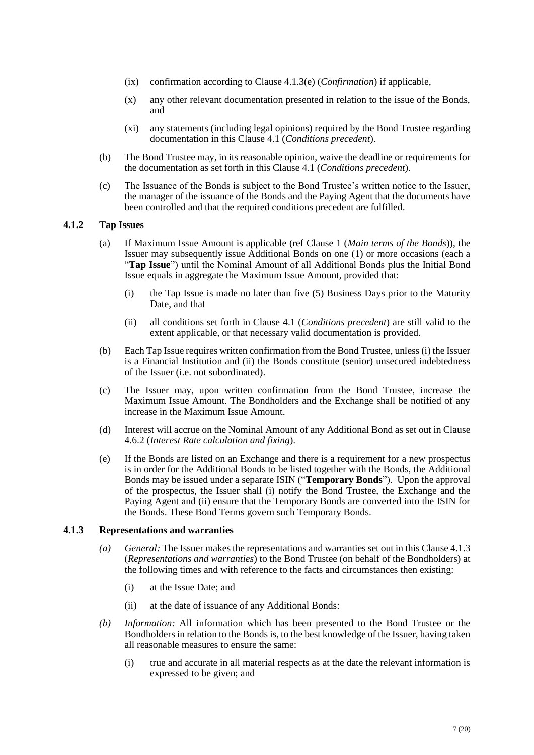(ix) confirmation according to Clause 4.1.3(e) (*Confirmation*) if applicable,

(x) any other relevant documentation presented in relation to the issue of the Bonds, and

(xi) any statements (including legal opinions) required by the Bond Trustee regarding documentation in this Clause 4.1 (*Conditions precedent*).

(b) The Bond Trustee may, in its reasonable opinion, waive the deadline or requirements for the documentation as set forth in this Clause 4.1 (*Conditions precedent*).

(c) The Issuance of the Bonds is subject to the Bond Trustee's written notice to the Issuer, the manager of the issuance of the Bonds and the Paying Agent that the documents have been controlled and that the required conditions precedent are fulfilled.

### 4.1.2 Tap Issues

(a) If Maximum Issue Amount is applicable (ref Clause 1 (*Main terms of the Bonds*)), the Issuer may subsequently issue Additional Bonds on one (1) or more occasions (each a "**Tap Issue**") until the Nominal Amount of all Additional Bonds plus the Initial Bond Issue equals in aggregate the Maximum Issue Amount, provided that:

(i) the Tap Issue is made no later than five (5) Business Days prior to the Maturity Date, and that

(ii) all conditions set forth in Clause 4.1 (*Conditions precedent*) are still valid to the extent applicable, or that necessary valid documentation is provided.

(b) Each Tap Issue requires written confirmation from the Bond Trustee, unless (i) the Issuer is a Financial Institution and (ii) the Bonds constitute (senior) unsecured indebtedness of the Issuer (i.e. not subordinated).

(c) The Issuer may, upon written confirmation from the Bond Trustee, increase the Maximum Issue Amount. The Bondholders and the Exchange shall be notified of any increase in the Maximum Issue Amount.

(d) Interest will accrue on the Nominal Amount of any Additional Bond as set out in Clause 4.6.2 (*Interest Rate calculation and fixing*).

(e) If the Bonds are listed on an Exchange and there is a requirement for a new prospectus is in order for the Additional Bonds to be listed together with the Bonds, the Additional Bonds may be issued under a separate ISIN ("**Temporary Bonds**"). Upon the approval of the prospectus, the Issuer shall (i) notify the Bond Trustee, the Exchange and the Paying Agent and (ii) ensure that the Temporary Bonds are converted into the ISIN for the Bonds. These Bond Terms govern such Temporary Bonds.

### 4.1.3 Representations and warranties

*(a) General:* The Issuer makes the representations and warranties set out in this Clause 4.1.3 (*Representations and warranties*) to the Bond Trustee (on behalf of the Bondholders) at the following times and with reference to the facts and circumstances then existing:

(i) at the Issue Date; and

(ii) at the date of issuance of any Additional Bonds:

*(b) Information:* All information which has been presented to the Bond Trustee or the Bondholders in relation to the Bonds is, to the best knowledge of the Issuer, having taken all reasonable measures to ensure the same:

(i) true and accurate in all material respects as at the date the relevant information is expressed to be given; and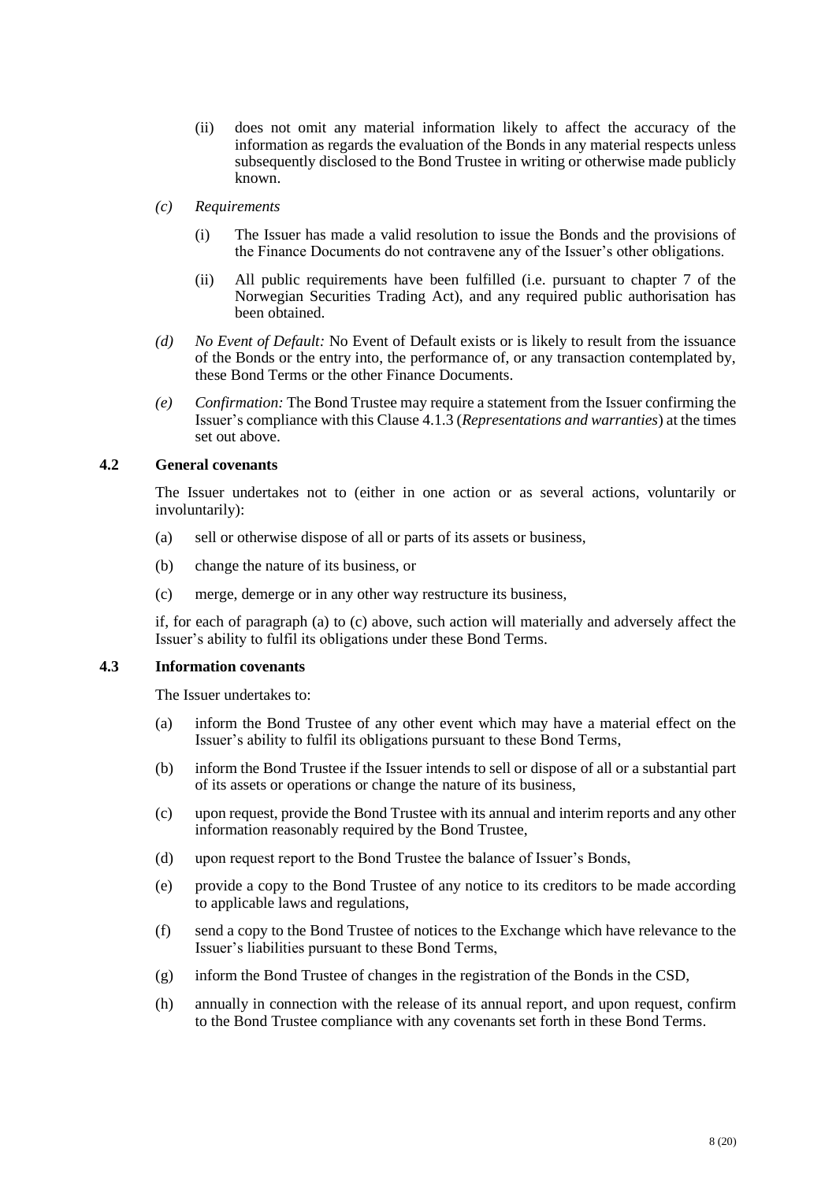(ii) does not omit any material information likely to affect the accuracy of the information as regards the evaluation of the Bonds in any material respects unless subsequently disclosed to the Bond Trustee in writing or otherwise made publicly known.

*(c) Requirements*

(i) The Issuer has made a valid resolution to issue the Bonds and the provisions of the Finance Documents do not contravene any of the Issuer's other obligations.

(ii) All public requirements have been fulfilled (i.e. pursuant to chapter 7 of the Norwegian Securities Trading Act), and any required public authorisation has been obtained.

*(d) No Event of Default:* No Event of Default exists or is likely to result from the issuance of the Bonds or the entry into, the performance of, or any transaction contemplated by, these Bond Terms or the other Finance Documents.

*(e) Confirmation:* The Bond Trustee may require a statement from the Issuer confirming the Issuer's compliance with this Clause 4.1.3 (*Representations and warranties*) at the times set out above.

### 4.2 General covenants

The Issuer undertakes not to (either in one action or as several actions, voluntarily or involuntarily):

(a) sell or otherwise dispose of all or parts of its assets or business,

(b) change the nature of its business, or

(c) merge, demerge or in any other way restructure its business,

if, for each of paragraph (a) to (c) above, such action will materially and adversely affect the Issuer's ability to fulfil its obligations under these Bond Terms.

### 4.3 Information covenants

The Issuer undertakes to:

(a) inform the Bond Trustee of any other event which may have a material effect on the Issuer's ability to fulfil its obligations pursuant to these Bond Terms,

(b) inform the Bond Trustee if the Issuer intends to sell or dispose of all or a substantial part of its assets or operations or change the nature of its business,

(c) upon request, provide the Bond Trustee with its annual and interim reports and any other information reasonably required by the Bond Trustee,

(d) upon request report to the Bond Trustee the balance of Issuer's Bonds,

(e) provide a copy to the Bond Trustee of any notice to its creditors to be made according to applicable laws and regulations,

(f) send a copy to the Bond Trustee of notices to the Exchange which have relevance to the Issuer's liabilities pursuant to these Bond Terms,

(g) inform the Bond Trustee of changes in the registration of the Bonds in the CSD,

(h) annually in connection with the release of its annual report, and upon request, confirm to the Bond Trustee compliance with any covenants set forth in these Bond Terms.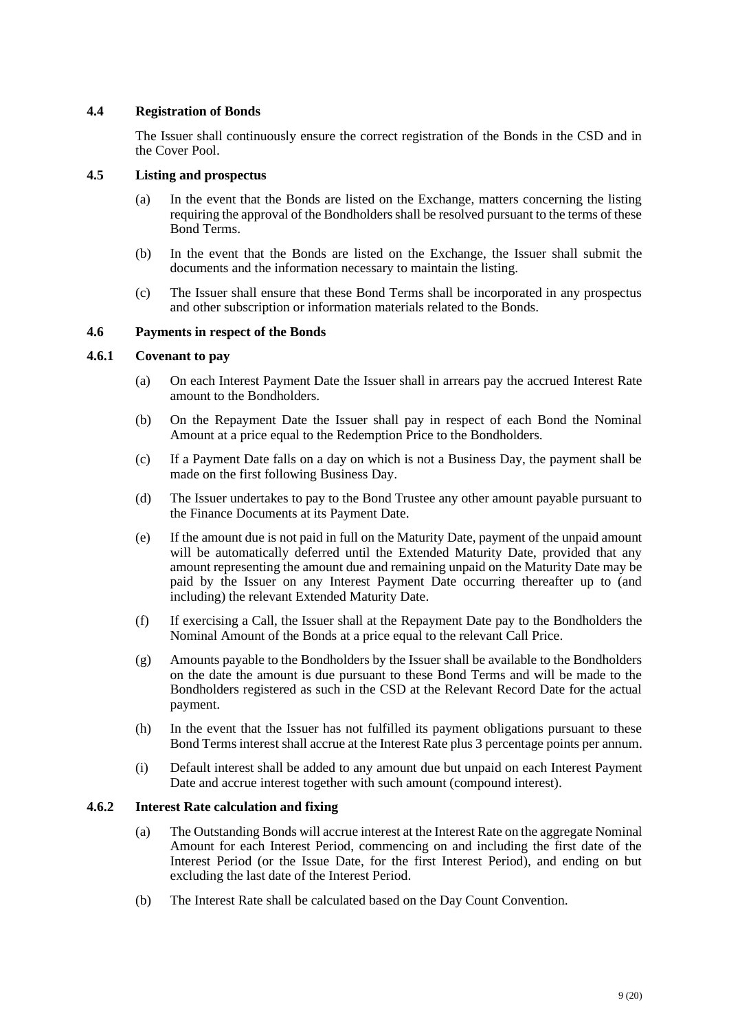### 4.4 Registration of Bonds

The Issuer shall continuously ensure the correct registration of the Bonds in the CSD and in the Cover Pool.

### 4.5 Listing and prospectus

(a) In the event that the Bonds are listed on the Exchange, matters concerning the listing requiring the approval of the Bondholders shall be resolved pursuant to the terms of these Bond Terms.

(b) In the event that the Bonds are listed on the Exchange, the Issuer shall submit the documents and the information necessary to maintain the listing.

(c) The Issuer shall ensure that these Bond Terms shall be incorporated in any prospectus and other subscription or information materials related to the Bonds.

### 4.6 Payments in respect of the Bonds

#### 4.6.1 Covenant to pay

(a) On each Interest Payment Date the Issuer shall in arrears pay the accrued Interest Rate amount to the Bondholders.

(b) On the Repayment Date the Issuer shall pay in respect of each Bond the Nominal Amount at a price equal to the Redemption Price to the Bondholders.

(c) If a Payment Date falls on a day on which is not a Business Day, the payment shall be made on the first following Business Day.

(d) The Issuer undertakes to pay to the Bond Trustee any other amount payable pursuant to the Finance Documents at its Payment Date.

(e) If the amount due is not paid in full on the Maturity Date, payment of the unpaid amount will be automatically deferred until the Extended Maturity Date, provided that any amount representing the amount due and remaining unpaid on the Maturity Date may be paid by the Issuer on any Interest Payment Date occurring thereafter up to (and including) the relevant Extended Maturity Date.

(f) If exercising a Call, the Issuer shall at the Repayment Date pay to the Bondholders the Nominal Amount of the Bonds at a price equal to the relevant Call Price.

(g) Amounts payable to the Bondholders by the Issuer shall be available to the Bondholders on the date the amount is due pursuant to these Bond Terms and will be made to the Bondholders registered as such in the CSD at the Relevant Record Date for the actual payment.

(h) In the event that the Issuer has not fulfilled its payment obligations pursuant to these Bond Terms interest shall accrue at the Interest Rate plus 3 percentage points per annum.

(i) Default interest shall be added to any amount due but unpaid on each Interest Payment Date and accrue interest together with such amount (compound interest).

#### 4.6.2 Interest Rate calculation and fixing

(a) The Outstanding Bonds will accrue interest at the Interest Rate on the aggregate Nominal Amount for each Interest Period, commencing on and including the first date of the Interest Period (or the Issue Date, for the first Interest Period), and ending on but excluding the last date of the Interest Period.

(b) The Interest Rate shall be calculated based on the Day Count Convention.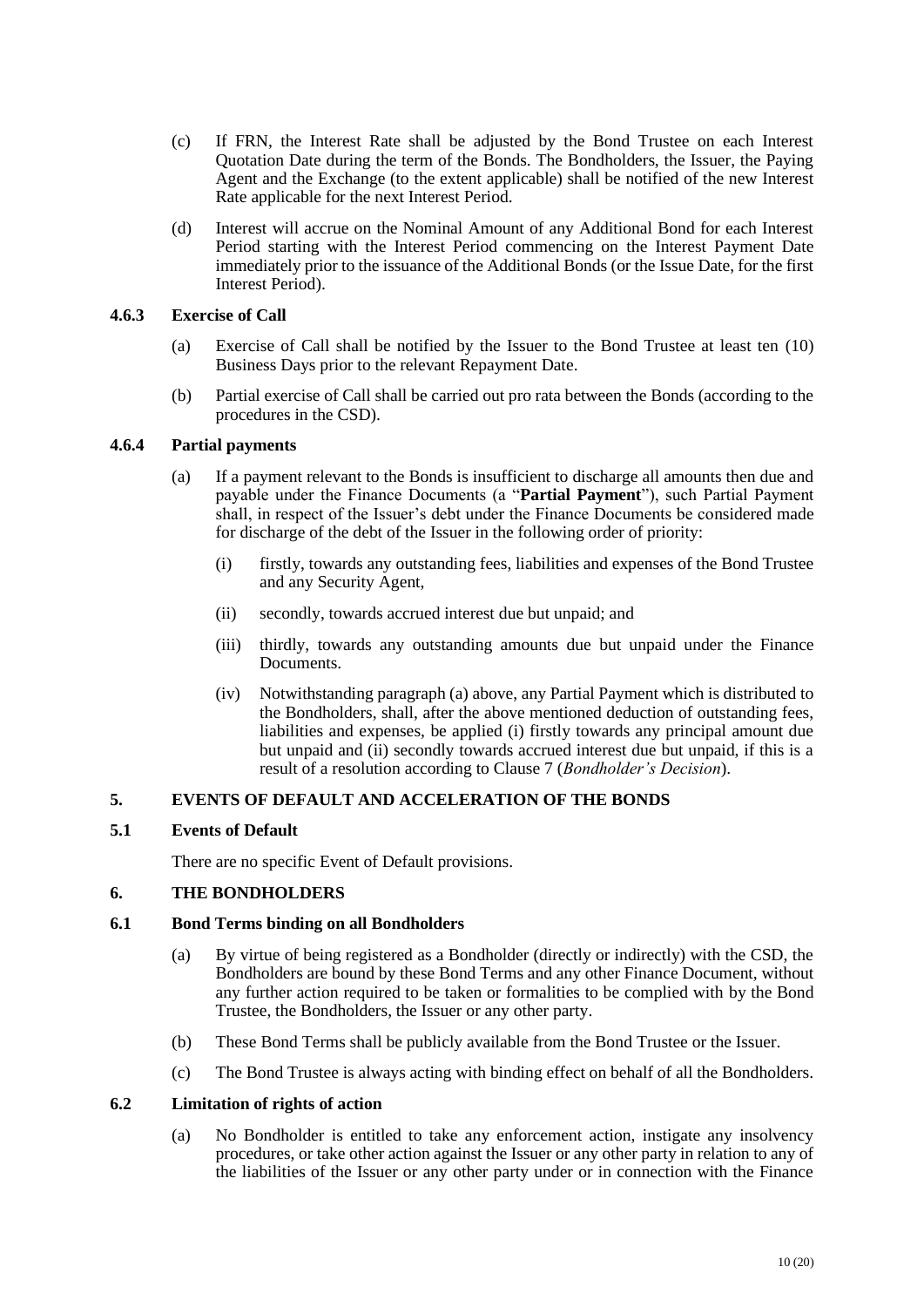(c) If FRN, the Interest Rate shall be adjusted by the Bond Trustee on each Interest Quotation Date during the term of the Bonds. The Bondholders, the Issuer, the Paying Agent and the Exchange (to the extent applicable) shall be notified of the new Interest Rate applicable for the next Interest Period.

(d) Interest will accrue on the Nominal Amount of any Additional Bond for each Interest Period starting with the Interest Period commencing on the Interest Payment Date immediately prior to the issuance of the Additional Bonds (or the Issue Date, for the first Interest Period).

#### 4.6.3 Exercise of Call

(a) Exercise of Call shall be notified by the Issuer to the Bond Trustee at least ten (10) Business Days prior to the relevant Repayment Date.

(b) Partial exercise of Call shall be carried out pro rata between the Bonds (according to the procedures in the CSD).

#### 4.6.4 Partial payments

(a) If a payment relevant to the Bonds is insufficient to discharge all amounts then due and payable under the Finance Documents (a "**Partial Payment**"), such Partial Payment shall, in respect of the Issuer's debt under the Finance Documents be considered made for discharge of the debt of the Issuer in the following order of priority:

(i) firstly, towards any outstanding fees, liabilities and expenses of the Bond Trustee and any Security Agent,

(ii) secondly, towards accrued interest due but unpaid; and

(iii) thirdly, towards any outstanding amounts due but unpaid under the Finance Documents.

(iv) Notwithstanding paragraph (a) above, any Partial Payment which is distributed to the Bondholders, shall, after the above mentioned deduction of outstanding fees, liabilities and expenses, be applied (i) firstly towards any principal amount due but unpaid and (ii) secondly towards accrued interest due but unpaid, if this is a result of a resolution according to Clause 7 (*Bondholder's Decision*).

## 5. EVENTS OF DEFAULT AND ACCELERATION OF THE BONDS

### 5.1 Events of Default

There are no specific Event of Default provisions.

## 6. THE BONDHOLDERS

### 6.1 Bond Terms binding on all Bondholders

(a) By virtue of being registered as a Bondholder (directly or indirectly) with the CSD, the Bondholders are bound by these Bond Terms and any other Finance Document, without any further action required to be taken or formalities to be complied with by the Bond Trustee, the Bondholders, the Issuer or any other party.

(b) These Bond Terms shall be publicly available from the Bond Trustee or the Issuer.

(c) The Bond Trustee is always acting with binding effect on behalf of all the Bondholders.

### 6.2 Limitation of rights of action

(a) No Bondholder is entitled to take any enforcement action, instigate any insolvency procedures, or take other action against the Issuer or any other party in relation to any of the liabilities of the Issuer or any other party under or in connection with the Finance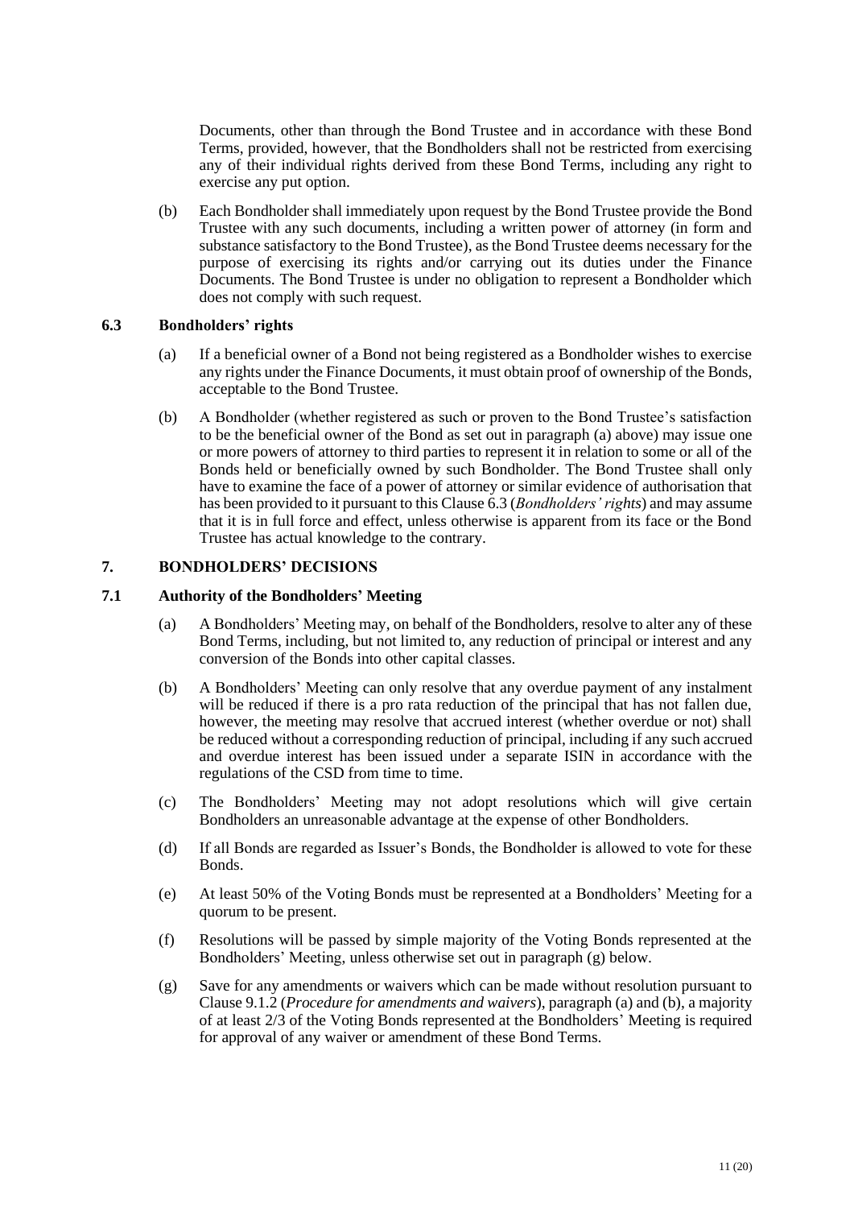Documents, other than through the Bond Trustee and in accordance with these Bond Terms, provided, however, that the Bondholders shall not be restricted from exercising any of their individual rights derived from these Bond Terms, including any right to exercise any put option.

(b) Each Bondholder shall immediately upon request by the Bond Trustee provide the Bond Trustee with any such documents, including a written power of attorney (in form and substance satisfactory to the Bond Trustee), as the Bond Trustee deems necessary for the purpose of exercising its rights and/or carrying out its duties under the Finance Documents. The Bond Trustee is under no obligation to represent a Bondholder which does not comply with such request.

### 6.3 Bondholders' rights

(a) If a beneficial owner of a Bond not being registered as a Bondholder wishes to exercise any rights under the Finance Documents, it must obtain proof of ownership of the Bonds, acceptable to the Bond Trustee.

(b) A Bondholder (whether registered as such or proven to the Bond Trustee's satisfaction to be the beneficial owner of the Bond as set out in paragraph (a) above) may issue one or more powers of attorney to third parties to represent it in relation to some or all of the Bonds held or beneficially owned by such Bondholder. The Bond Trustee shall only have to examine the face of a power of attorney or similar evidence of authorisation that has been provided to it pursuant to this Clause 6.3 (*Bondholders' rights*) and may assume that it is in full force and effect, unless otherwise is apparent from its face or the Bond Trustee has actual knowledge to the contrary.

## 7. BONDHOLDERS' DECISIONS

### 7.1 Authority of the Bondholders' Meeting

(a) A Bondholders' Meeting may, on behalf of the Bondholders, resolve to alter any of these Bond Terms, including, but not limited to, any reduction of principal or interest and any conversion of the Bonds into other capital classes.

(b) A Bondholders' Meeting can only resolve that any overdue payment of any instalment will be reduced if there is a pro rata reduction of the principal that has not fallen due, however, the meeting may resolve that accrued interest (whether overdue or not) shall be reduced without a corresponding reduction of principal, including if any such accrued and overdue interest has been issued under a separate ISIN in accordance with the regulations of the CSD from time to time.

(c) The Bondholders' Meeting may not adopt resolutions which will give certain Bondholders an unreasonable advantage at the expense of other Bondholders.

(d) If all Bonds are regarded as Issuer's Bonds, the Bondholder is allowed to vote for these Bonds.

(e) At least 50% of the Voting Bonds must be represented at a Bondholders' Meeting for a quorum to be present.

(f) Resolutions will be passed by simple majority of the Voting Bonds represented at the Bondholders' Meeting, unless otherwise set out in paragraph (g) below.

(g) Save for any amendments or waivers which can be made without resolution pursuant to Clause 9.1.2 (*Procedure for amendments and waivers*), paragraph (a) and (b), a majority of at least 2/3 of the Voting Bonds represented at the Bondholders' Meeting is required for approval of any waiver or amendment of these Bond Terms.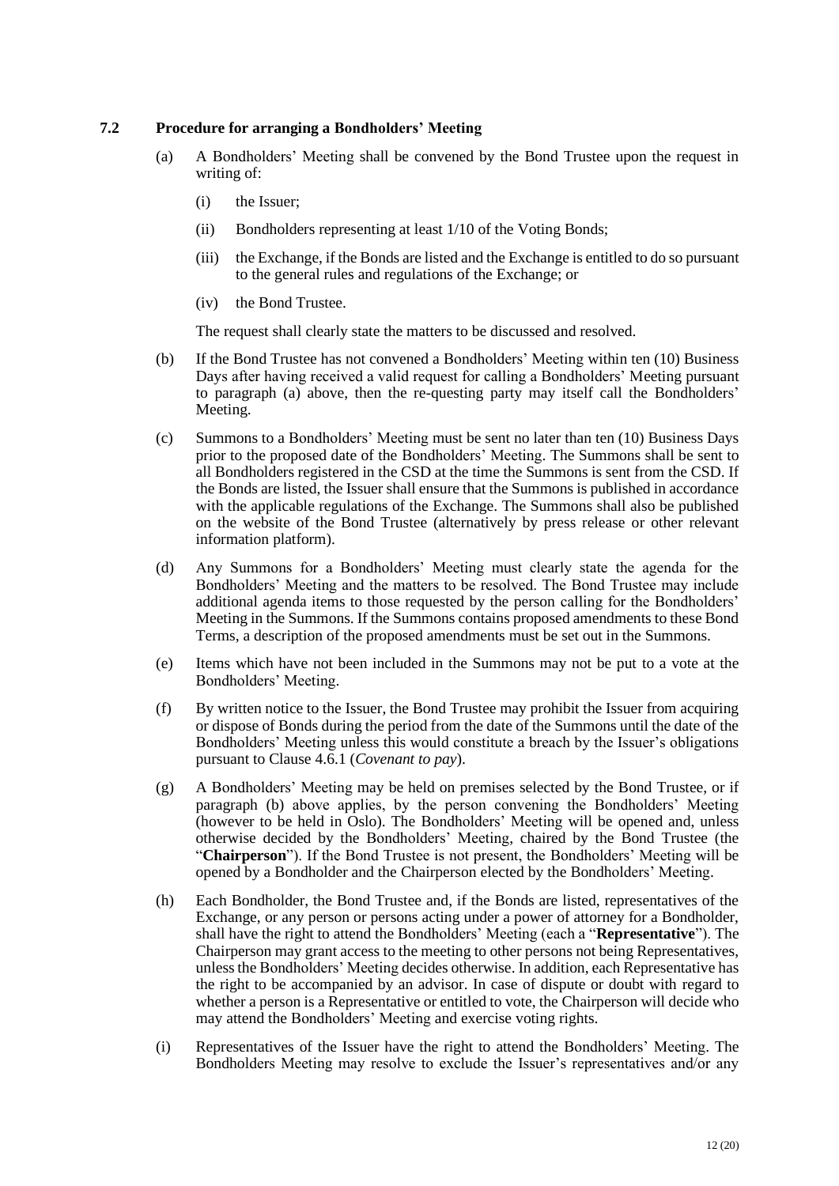### 7.2 Procedure for arranging a Bondholders' Meeting

(a) A Bondholders' Meeting shall be convened by the Bond Trustee upon the request in writing of:

  (i) the Issuer;

  (ii) Bondholders representing at least 1/10 of the Voting Bonds;

  (iii) the Exchange, if the Bonds are listed and the Exchange is entitled to do so pursuant to the general rules and regulations of the Exchange; or

  (iv) the Bond Trustee.

  The request shall clearly state the matters to be discussed and resolved.

(b) If the Bond Trustee has not convened a Bondholders' Meeting within ten (10) Business Days after having received a valid request for calling a Bondholders' Meeting pursuant to paragraph (a) above, then the re-questing party may itself call the Bondholders' Meeting.

(c) Summons to a Bondholders' Meeting must be sent no later than ten (10) Business Days prior to the proposed date of the Bondholders' Meeting. The Summons shall be sent to all Bondholders registered in the CSD at the time the Summons is sent from the CSD. If the Bonds are listed, the Issuer shall ensure that the Summons is published in accordance with the applicable regulations of the Exchange. The Summons shall also be published on the website of the Bond Trustee (alternatively by press release or other relevant information platform).

(d) Any Summons for a Bondholders' Meeting must clearly state the agenda for the Bondholders' Meeting and the matters to be resolved. The Bond Trustee may include additional agenda items to those requested by the person calling for the Bondholders' Meeting in the Summons. If the Summons contains proposed amendments to these Bond Terms, a description of the proposed amendments must be set out in the Summons.

(e) Items which have not been included in the Summons may not be put to a vote at the Bondholders' Meeting.

(f) By written notice to the Issuer, the Bond Trustee may prohibit the Issuer from acquiring or dispose of Bonds during the period from the date of the Summons until the date of the Bondholders' Meeting unless this would constitute a breach by the Issuer's obligations pursuant to Clause 4.6.1 (*Covenant to pay*).

(g) A Bondholders' Meeting may be held on premises selected by the Bond Trustee, or if paragraph (b) above applies, by the person convening the Bondholders' Meeting (however to be held in Oslo). The Bondholders' Meeting will be opened and, unless otherwise decided by the Bondholders' Meeting, chaired by the Bond Trustee (the "**Chairperson**"). If the Bond Trustee is not present, the Bondholders' Meeting will be opened by a Bondholder and the Chairperson elected by the Bondholders' Meeting.

(h) Each Bondholder, the Bond Trustee and, if the Bonds are listed, representatives of the Exchange, or any person or persons acting under a power of attorney for a Bondholder, shall have the right to attend the Bondholders' Meeting (each a "**Representative**"). The Chairperson may grant access to the meeting to other persons not being Representatives, unless the Bondholders' Meeting decides otherwise. In addition, each Representative has the right to be accompanied by an advisor. In case of dispute or doubt with regard to whether a person is a Representative or entitled to vote, the Chairperson will decide who may attend the Bondholders' Meeting and exercise voting rights.

(i) Representatives of the Issuer have the right to attend the Bondholders' Meeting. The Bondholders Meeting may resolve to exclude the Issuer's representatives and/or any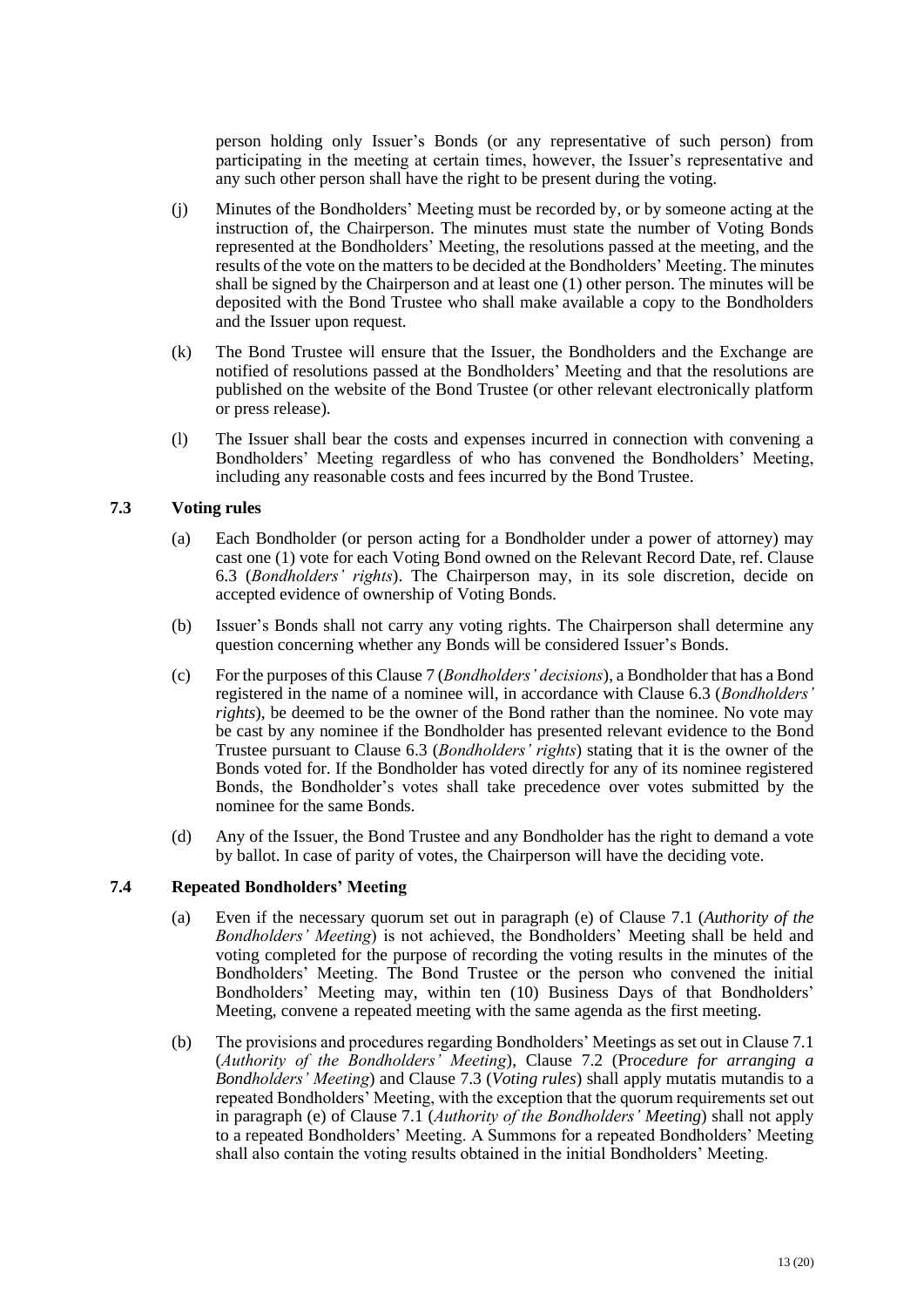person holding only Issuer's Bonds (or any representative of such person) from participating in the meeting at certain times, however, the Issuer's representative and any such other person shall have the right to be present during the voting.

(j) Minutes of the Bondholders' Meeting must be recorded by, or by someone acting at the instruction of, the Chairperson. The minutes must state the number of Voting Bonds represented at the Bondholders' Meeting, the resolutions passed at the meeting, and the results of the vote on the matters to be decided at the Bondholders' Meeting. The minutes shall be signed by the Chairperson and at least one (1) other person. The minutes will be deposited with the Bond Trustee who shall make available a copy to the Bondholders and the Issuer upon request.

(k) The Bond Trustee will ensure that the Issuer, the Bondholders and the Exchange are notified of resolutions passed at the Bondholders' Meeting and that the resolutions are published on the website of the Bond Trustee (or other relevant electronically platform or press release).

(l) The Issuer shall bear the costs and expenses incurred in connection with convening a Bondholders' Meeting regardless of who has convened the Bondholders' Meeting, including any reasonable costs and fees incurred by the Bond Trustee.

### 7.3 Voting rules

(a) Each Bondholder (or person acting for a Bondholder under a power of attorney) may cast one (1) vote for each Voting Bond owned on the Relevant Record Date, ref. Clause 6.3 (*Bondholders' rights*). The Chairperson may, in its sole discretion, decide on accepted evidence of ownership of Voting Bonds.

(b) Issuer's Bonds shall not carry any voting rights. The Chairperson shall determine any question concerning whether any Bonds will be considered Issuer's Bonds.

(c) For the purposes of this Clause 7 (*Bondholders' decisions*), a Bondholder that has a Bond registered in the name of a nominee will, in accordance with Clause 6.3 (*Bondholders' rights*), be deemed to be the owner of the Bond rather than the nominee. No vote may be cast by any nominee if the Bondholder has presented relevant evidence to the Bond Trustee pursuant to Clause 6.3 (*Bondholders' rights*) stating that it is the owner of the Bonds voted for. If the Bondholder has voted directly for any of its nominee registered Bonds, the Bondholder's votes shall take precedence over votes submitted by the nominee for the same Bonds.

(d) Any of the Issuer, the Bond Trustee and any Bondholder has the right to demand a vote by ballot. In case of parity of votes, the Chairperson will have the deciding vote.

### 7.4 Repeated Bondholders' Meeting

(a) Even if the necessary quorum set out in paragraph (e) of Clause 7.1 (*Authority of the Bondholders' Meeting*) is not achieved, the Bondholders' Meeting shall be held and voting completed for the purpose of recording the voting results in the minutes of the Bondholders' Meeting. The Bond Trustee or the person who convened the initial Bondholders' Meeting may, within ten (10) Business Days of that Bondholders' Meeting, convene a repeated meeting with the same agenda as the first meeting.

(b) The provisions and procedures regarding Bondholders' Meetings as set out in Clause 7.1 (*Authority of the Bondholders' Meeting*), Clause 7.2 (*Procedure for arranging a Bondholders' Meeting*) and Clause 7.3 (*Voting rules*) shall apply mutatis mutandis to a repeated Bondholders' Meeting, with the exception that the quorum requirements set out in paragraph (e) of Clause 7.1 (*Authority of the Bondholders' Meeting*) shall not apply to a repeated Bondholders' Meeting. A Summons for a repeated Bondholders' Meeting shall also contain the voting results obtained in the initial Bondholders' Meeting.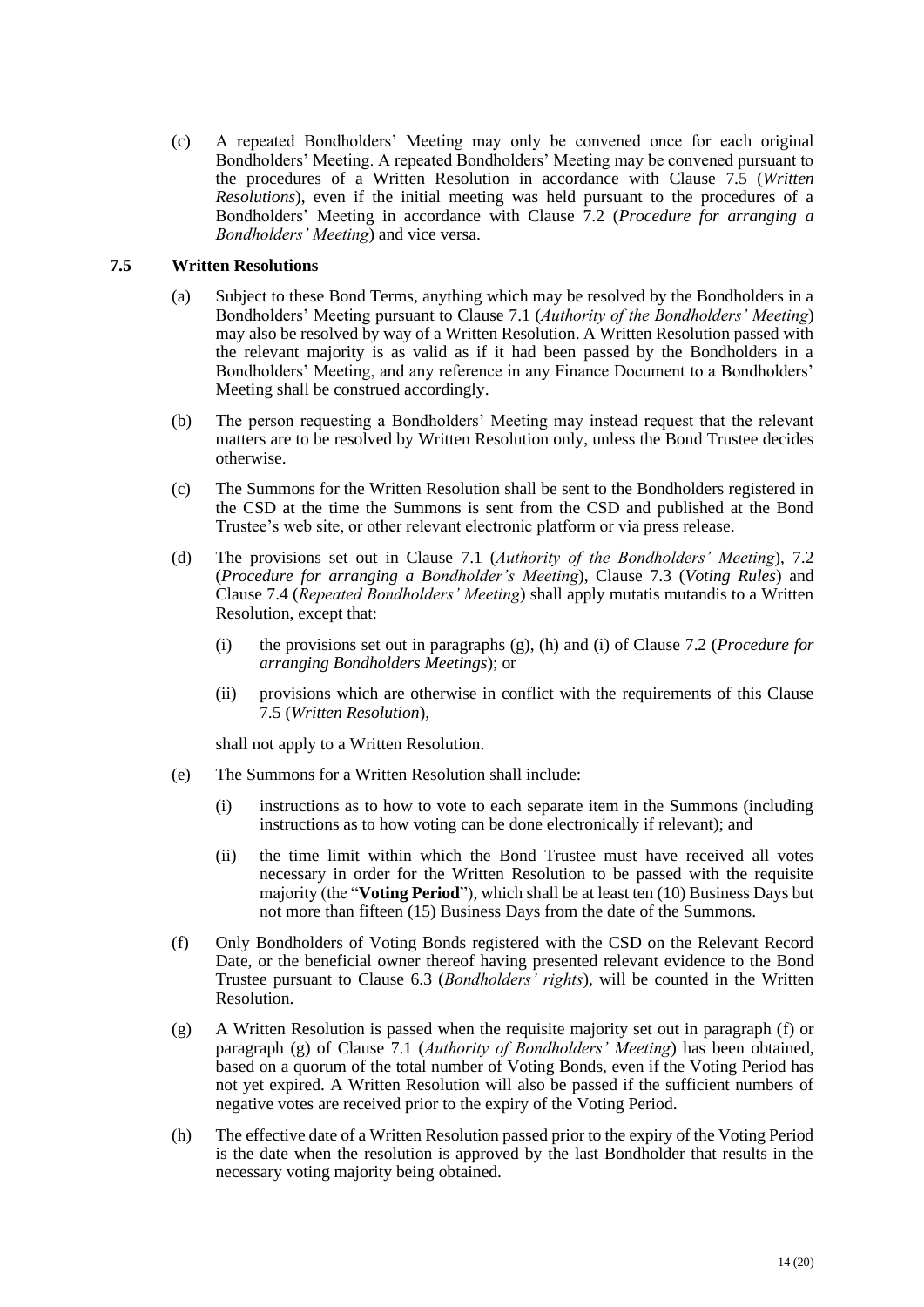(c) A repeated Bondholders' Meeting may only be convened once for each original Bondholders' Meeting. A repeated Bondholders' Meeting may be convened pursuant to the procedures of a Written Resolution in accordance with Clause 7.5 (*Written Resolutions*), even if the initial meeting was held pursuant to the procedures of a Bondholders' Meeting in accordance with Clause 7.2 (*Procedure for arranging a Bondholders' Meeting*) and vice versa.

### 7.5 Written Resolutions

(a) Subject to these Bond Terms, anything which may be resolved by the Bondholders in a Bondholders' Meeting pursuant to Clause 7.1 (*Authority of the Bondholders' Meeting*) may also be resolved by way of a Written Resolution. A Written Resolution passed with the relevant majority is as valid as if it had been passed by the Bondholders in a Bondholders' Meeting, and any reference in any Finance Document to a Bondholders' Meeting shall be construed accordingly.

(b) The person requesting a Bondholders' Meeting may instead request that the relevant matters are to be resolved by Written Resolution only, unless the Bond Trustee decides otherwise.

(c) The Summons for the Written Resolution shall be sent to the Bondholders registered in the CSD at the time the Summons is sent from the CSD and published at the Bond Trustee's web site, or other relevant electronic platform or via press release.

(d) The provisions set out in Clause 7.1 (*Authority of the Bondholders' Meeting*), 7.2 (*Procedure for arranging a Bondholder's Meeting*), Clause 7.3 (*Voting Rules*) and Clause 7.4 (*Repeated Bondholders' Meeting*) shall apply mutatis mutandis to a Written Resolution, except that:

  (i) the provisions set out in paragraphs (g), (h) and (i) of Clause 7.2 (*Procedure for arranging Bondholders Meetings*); or

  (ii) provisions which are otherwise in conflict with the requirements of this Clause 7.5 (*Written Resolution*),

  shall not apply to a Written Resolution.

(e) The Summons for a Written Resolution shall include:

  (i) instructions as to how to vote to each separate item in the Summons (including instructions as to how voting can be done electronically if relevant); and

  (ii) the time limit within which the Bond Trustee must have received all votes necessary in order for the Written Resolution to be passed with the requisite majority (the "**Voting Period**"), which shall be at least ten (10) Business Days but not more than fifteen (15) Business Days from the date of the Summons.

(f) Only Bondholders of Voting Bonds registered with the CSD on the Relevant Record Date, or the beneficial owner thereof having presented relevant evidence to the Bond Trustee pursuant to Clause 6.3 (*Bondholders' rights*), will be counted in the Written Resolution.

(g) A Written Resolution is passed when the requisite majority set out in paragraph (f) or paragraph (g) of Clause 7.1 (*Authority of Bondholders' Meeting*) has been obtained, based on a quorum of the total number of Voting Bonds, even if the Voting Period has not yet expired. A Written Resolution will also be passed if the sufficient numbers of negative votes are received prior to the expiry of the Voting Period.

(h) The effective date of a Written Resolution passed prior to the expiry of the Voting Period is the date when the resolution is approved by the last Bondholder that results in the necessary voting majority being obtained.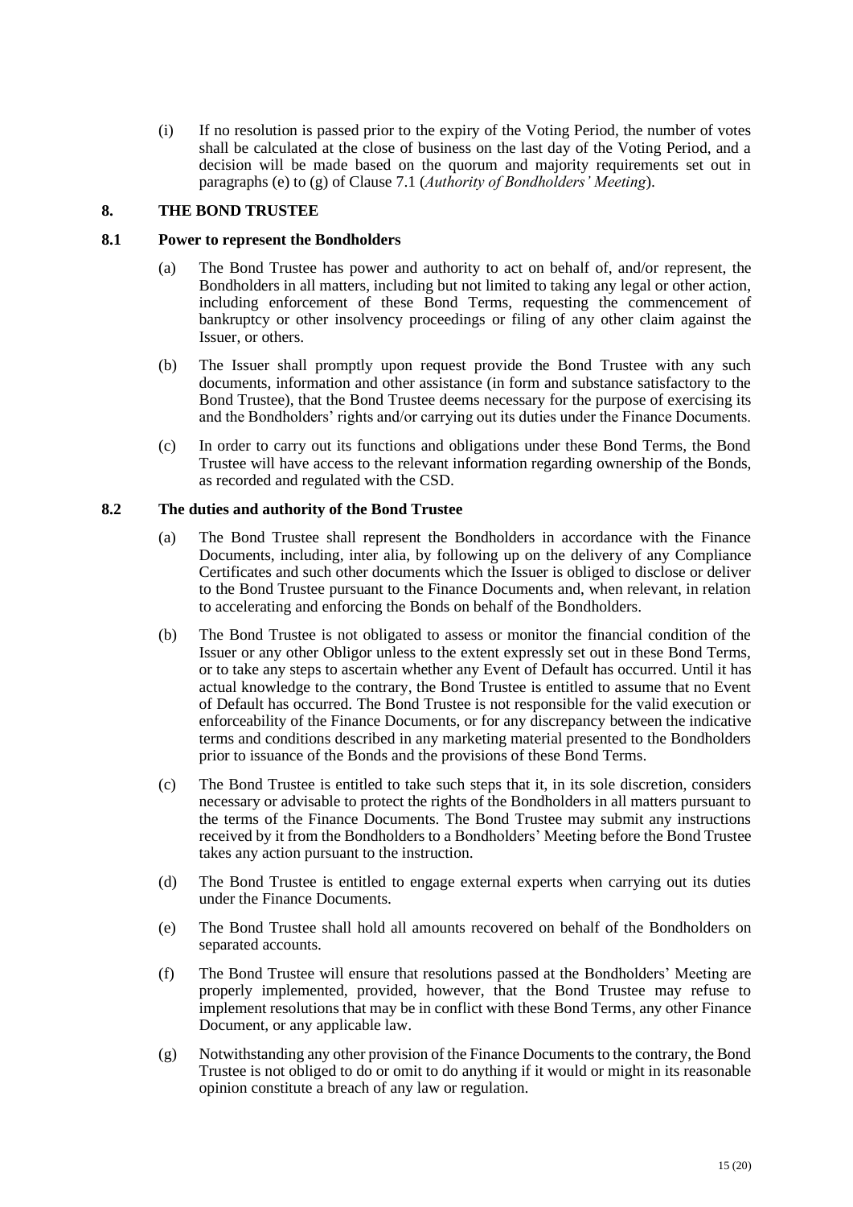(i) If no resolution is passed prior to the expiry of the Voting Period, the number of votes shall be calculated at the close of business on the last day of the Voting Period, and a decision will be made based on the quorum and majority requirements set out in paragraphs (e) to (g) of Clause 7.1 (*Authority of Bondholders' Meeting*).

## 8. THE BOND TRUSTEE

### 8.1 Power to represent the Bondholders

(a) The Bond Trustee has power and authority to act on behalf of, and/or represent, the Bondholders in all matters, including but not limited to taking any legal or other action, including enforcement of these Bond Terms, requesting the commencement of bankruptcy or other insolvency proceedings or filing of any other claim against the Issuer, or others.

(b) The Issuer shall promptly upon request provide the Bond Trustee with any such documents, information and other assistance (in form and substance satisfactory to the Bond Trustee), that the Bond Trustee deems necessary for the purpose of exercising its and the Bondholders' rights and/or carrying out its duties under the Finance Documents.

(c) In order to carry out its functions and obligations under these Bond Terms, the Bond Trustee will have access to the relevant information regarding ownership of the Bonds, as recorded and regulated with the CSD.

### 8.2 The duties and authority of the Bond Trustee

(a) The Bond Trustee shall represent the Bondholders in accordance with the Finance Documents, including, inter alia, by following up on the delivery of any Compliance Certificates and such other documents which the Issuer is obliged to disclose or deliver to the Bond Trustee pursuant to the Finance Documents and, when relevant, in relation to accelerating and enforcing the Bonds on behalf of the Bondholders.

(b) The Bond Trustee is not obligated to assess or monitor the financial condition of the Issuer or any other Obligor unless to the extent expressly set out in these Bond Terms, or to take any steps to ascertain whether any Event of Default has occurred. Until it has actual knowledge to the contrary, the Bond Trustee is entitled to assume that no Event of Default has occurred. The Bond Trustee is not responsible for the valid execution or enforceability of the Finance Documents, or for any discrepancy between the indicative terms and conditions described in any marketing material presented to the Bondholders prior to issuance of the Bonds and the provisions of these Bond Terms.

(c) The Bond Trustee is entitled to take such steps that it, in its sole discretion, considers necessary or advisable to protect the rights of the Bondholders in all matters pursuant to the terms of the Finance Documents. The Bond Trustee may submit any instructions received by it from the Bondholders to a Bondholders' Meeting before the Bond Trustee takes any action pursuant to the instruction.

(d) The Bond Trustee is entitled to engage external experts when carrying out its duties under the Finance Documents.

(e) The Bond Trustee shall hold all amounts recovered on behalf of the Bondholders on separated accounts.

(f) The Bond Trustee will ensure that resolutions passed at the Bondholders' Meeting are properly implemented, provided, however, that the Bond Trustee may refuse to implement resolutions that may be in conflict with these Bond Terms, any other Finance Document, or any applicable law.

(g) Notwithstanding any other provision of the Finance Documents to the contrary, the Bond Trustee is not obliged to do or omit to do anything if it would or might in its reasonable opinion constitute a breach of any law or regulation.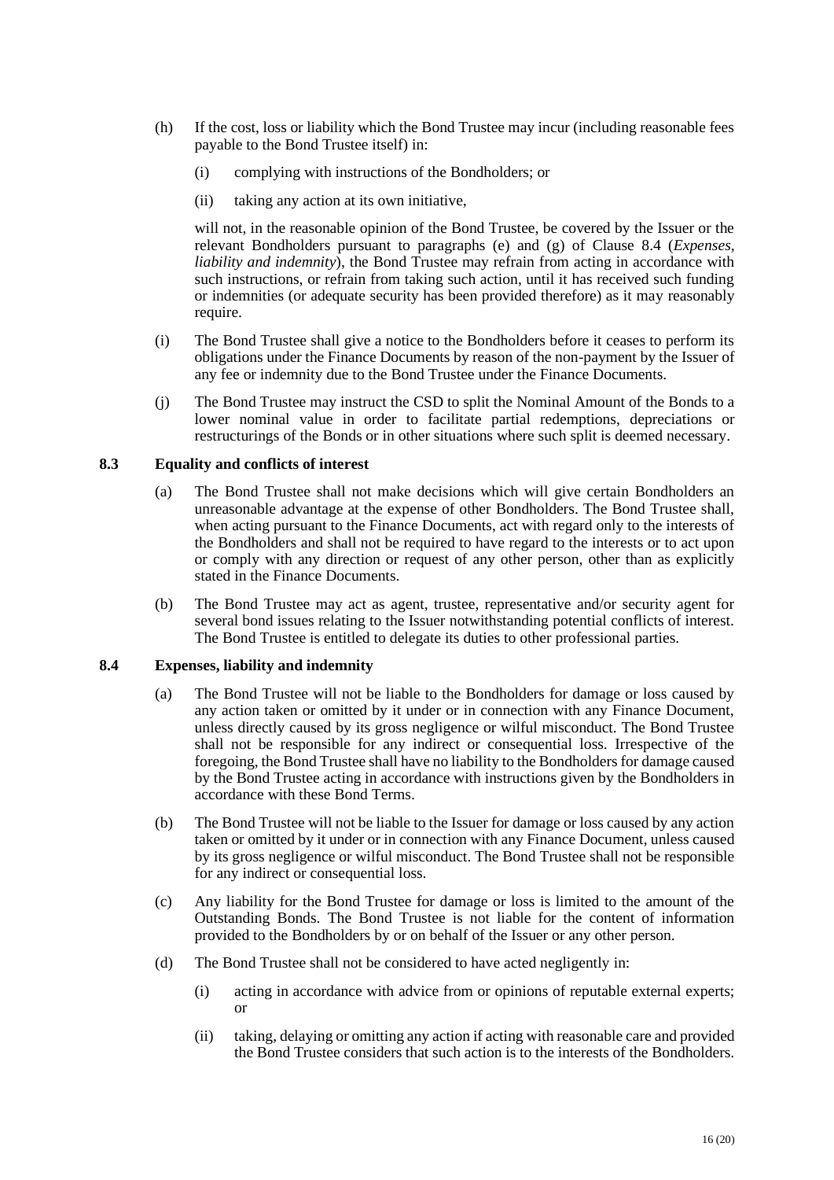(h) If the cost, loss or liability which the Bond Trustee may incur (including reasonable fees payable to the Bond Trustee itself) in:

(i) complying with instructions of the Bondholders; or

(ii) taking any action at its own initiative,

will not, in the reasonable opinion of the Bond Trustee, be covered by the Issuer or the relevant Bondholders pursuant to paragraphs (e) and (g) of Clause 8.4 (*Expenses, liability and indemnity*), the Bond Trustee may refrain from acting in accordance with such instructions, or refrain from taking such action, until it has received such funding or indemnities (or adequate security has been provided therefore) as it may reasonably require.

(i) The Bond Trustee shall give a notice to the Bondholders before it ceases to perform its obligations under the Finance Documents by reason of the non-payment by the Issuer of any fee or indemnity due to the Bond Trustee under the Finance Documents.

(j) The Bond Trustee may instruct the CSD to split the Nominal Amount of the Bonds to a lower nominal value in order to facilitate partial redemptions, depreciations or restructurings of the Bonds or in other situations where such split is deemed necessary.

### 8.3 Equality and conflicts of interest

(a) The Bond Trustee shall not make decisions which will give certain Bondholders an unreasonable advantage at the expense of other Bondholders. The Bond Trustee shall, when acting pursuant to the Finance Documents, act with regard only to the interests of the Bondholders and shall not be required to have regard to the interests or to act upon or comply with any direction or request of any other person, other than as explicitly stated in the Finance Documents.

(b) The Bond Trustee may act as agent, trustee, representative and/or security agent for several bond issues relating to the Issuer notwithstanding potential conflicts of interest. The Bond Trustee is entitled to delegate its duties to other professional parties.

### 8.4 Expenses, liability and indemnity

(a) The Bond Trustee will not be liable to the Bondholders for damage or loss caused by any action taken or omitted by it under or in connection with any Finance Document, unless directly caused by its gross negligence or wilful misconduct. The Bond Trustee shall not be responsible for any indirect or consequential loss. Irrespective of the foregoing, the Bond Trustee shall have no liability to the Bondholders for damage caused by the Bond Trustee acting in accordance with instructions given by the Bondholders in accordance with these Bond Terms.

(b) The Bond Trustee will not be liable to the Issuer for damage or loss caused by any action taken or omitted by it under or in connection with any Finance Document, unless caused by its gross negligence or wilful misconduct. The Bond Trustee shall not be responsible for any indirect or consequential loss.

(c) Any liability for the Bond Trustee for damage or loss is limited to the amount of the Outstanding Bonds. The Bond Trustee is not liable for the content of information provided to the Bondholders by or on behalf of the Issuer or any other person.

(d) The Bond Trustee shall not be considered to have acted negligently in:

(i) acting in accordance with advice from or opinions of reputable external experts; or

(ii) taking, delaying or omitting any action if acting with reasonable care and provided the Bond Trustee considers that such action is to the interests of the Bondholders.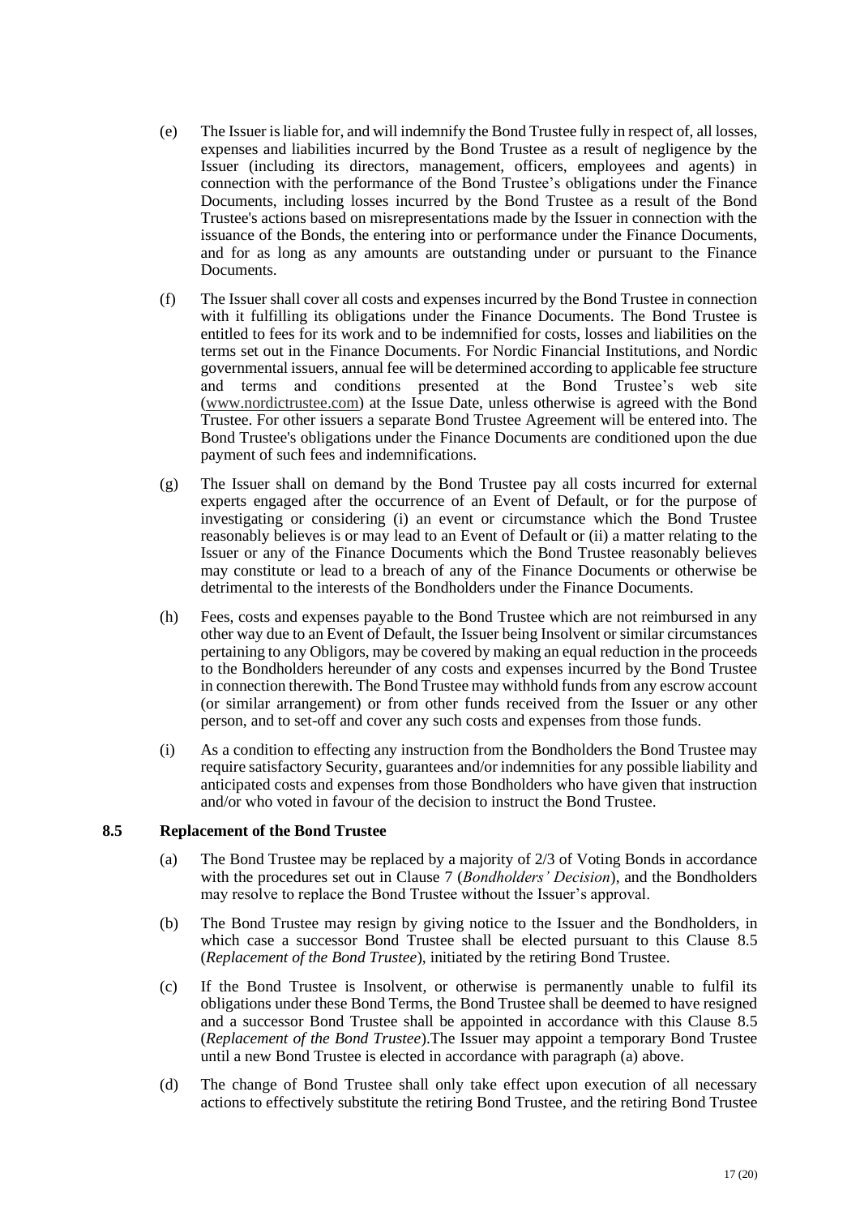(e) The Issuer is liable for, and will indemnify the Bond Trustee fully in respect of, all losses, expenses and liabilities incurred by the Bond Trustee as a result of negligence by the Issuer (including its directors, management, officers, employees and agents) in connection with the performance of the Bond Trustee's obligations under the Finance Documents, including losses incurred by the Bond Trustee as a result of the Bond Trustee's actions based on misrepresentations made by the Issuer in connection with the issuance of the Bonds, the entering into or performance under the Finance Documents, and for as long as any amounts are outstanding under or pursuant to the Finance Documents.

(f) The Issuer shall cover all costs and expenses incurred by the Bond Trustee in connection with it fulfilling its obligations under the Finance Documents. The Bond Trustee is entitled to fees for its work and to be indemnified for costs, losses and liabilities on the terms set out in the Finance Documents. For Nordic Financial Institutions, and Nordic governmental issuers, annual fee will be determined according to applicable fee structure and terms and conditions presented at the Bond Trustee's web site (www.nordictrustee.com) at the Issue Date, unless otherwise is agreed with the Bond Trustee. For other issuers a separate Bond Trustee Agreement will be entered into. The Bond Trustee's obligations under the Finance Documents are conditioned upon the due payment of such fees and indemnifications.

(g) The Issuer shall on demand by the Bond Trustee pay all costs incurred for external experts engaged after the occurrence of an Event of Default, or for the purpose of investigating or considering (i) an event or circumstance which the Bond Trustee reasonably believes is or may lead to an Event of Default or (ii) a matter relating to the Issuer or any of the Finance Documents which the Bond Trustee reasonably believes may constitute or lead to a breach of any of the Finance Documents or otherwise be detrimental to the interests of the Bondholders under the Finance Documents.

(h) Fees, costs and expenses payable to the Bond Trustee which are not reimbursed in any other way due to an Event of Default, the Issuer being Insolvent or similar circumstances pertaining to any Obligors, may be covered by making an equal reduction in the proceeds to the Bondholders hereunder of any costs and expenses incurred by the Bond Trustee in connection therewith. The Bond Trustee may withhold funds from any escrow account (or similar arrangement) or from other funds received from the Issuer or any other person, and to set-off and cover any such costs and expenses from those funds.

(i) As a condition to effecting any instruction from the Bondholders the Bond Trustee may require satisfactory Security, guarantees and/or indemnities for any possible liability and anticipated costs and expenses from those Bondholders who have given that instruction and/or who voted in favour of the decision to instruct the Bond Trustee.

### 8.5 Replacement of the Bond Trustee

(a) The Bond Trustee may be replaced by a majority of 2/3 of Voting Bonds in accordance with the procedures set out in Clause 7 (*Bondholders' Decision*), and the Bondholders may resolve to replace the Bond Trustee without the Issuer's approval.

(b) The Bond Trustee may resign by giving notice to the Issuer and the Bondholders, in which case a successor Bond Trustee shall be elected pursuant to this Clause 8.5 (*Replacement of the Bond Trustee*), initiated by the retiring Bond Trustee.

(c) If the Bond Trustee is Insolvent, or otherwise is permanently unable to fulfil its obligations under these Bond Terms, the Bond Trustee shall be deemed to have resigned and a successor Bond Trustee shall be appointed in accordance with this Clause 8.5 (*Replacement of the Bond Trustee*).The Issuer may appoint a temporary Bond Trustee until a new Bond Trustee is elected in accordance with paragraph (a) above.

(d) The change of Bond Trustee shall only take effect upon execution of all necessary actions to effectively substitute the retiring Bond Trustee, and the retiring Bond Trustee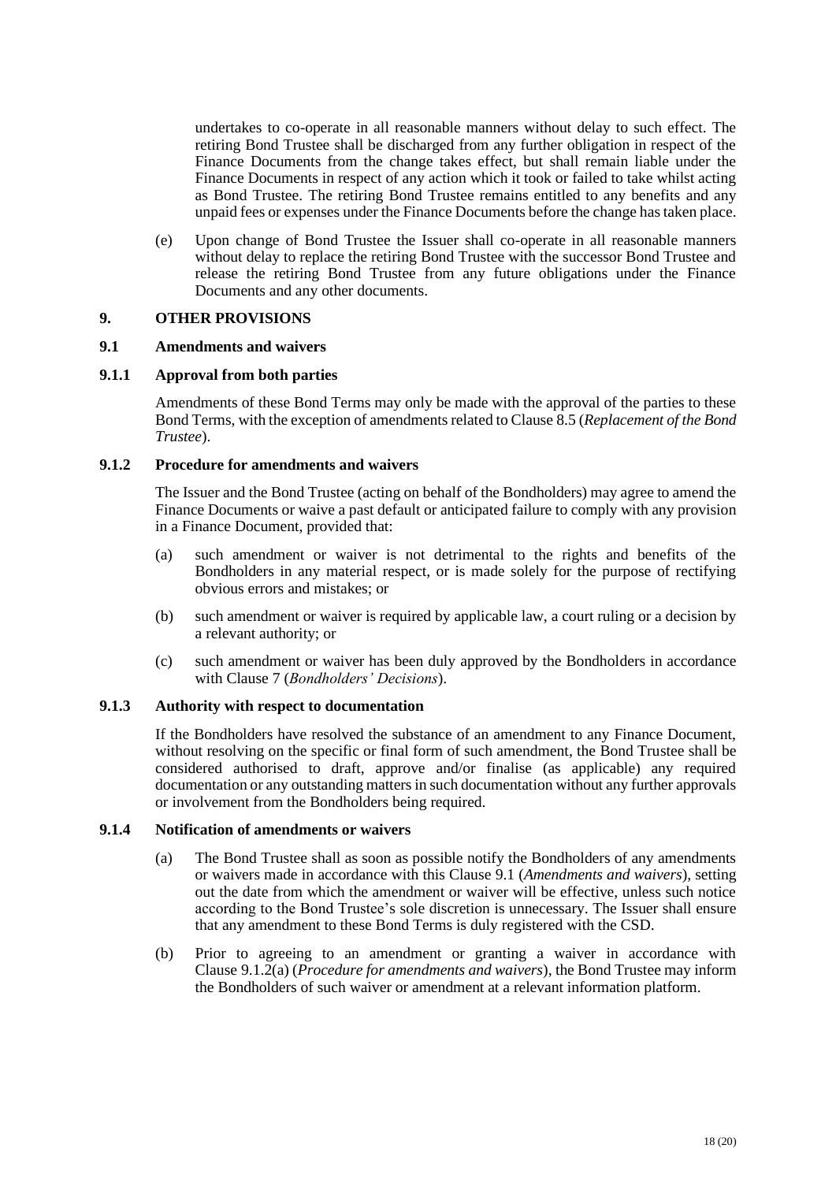undertakes to co-operate in all reasonable manners without delay to such effect. The retiring Bond Trustee shall be discharged from any further obligation in respect of the Finance Documents from the change takes effect, but shall remain liable under the Finance Documents in respect of any action which it took or failed to take whilst acting as Bond Trustee. The retiring Bond Trustee remains entitled to any benefits and any unpaid fees or expenses under the Finance Documents before the change has taken place.

(e) Upon change of Bond Trustee the Issuer shall co-operate in all reasonable manners without delay to replace the retiring Bond Trustee with the successor Bond Trustee and release the retiring Bond Trustee from any future obligations under the Finance Documents and any other documents.

## 9. OTHER PROVISIONS

### 9.1 Amendments and waivers

#### 9.1.1 Approval from both parties

Amendments of these Bond Terms may only be made with the approval of the parties to these Bond Terms, with the exception of amendments related to Clause 8.5 (*Replacement of the Bond Trustee*).

#### 9.1.2 Procedure for amendments and waivers

The Issuer and the Bond Trustee (acting on behalf of the Bondholders) may agree to amend the Finance Documents or waive a past default or anticipated failure to comply with any provision in a Finance Document, provided that:

(a) such amendment or waiver is not detrimental to the rights and benefits of the Bondholders in any material respect, or is made solely for the purpose of rectifying obvious errors and mistakes; or

(b) such amendment or waiver is required by applicable law, a court ruling or a decision by a relevant authority; or

(c) such amendment or waiver has been duly approved by the Bondholders in accordance with Clause 7 (*Bondholders' Decisions*).

#### 9.1.3 Authority with respect to documentation

If the Bondholders have resolved the substance of an amendment to any Finance Document, without resolving on the specific or final form of such amendment, the Bond Trustee shall be considered authorised to draft, approve and/or finalise (as applicable) any required documentation or any outstanding matters in such documentation without any further approvals or involvement from the Bondholders being required.

#### 9.1.4 Notification of amendments or waivers

(a) The Bond Trustee shall as soon as possible notify the Bondholders of any amendments or waivers made in accordance with this Clause 9.1 (*Amendments and waivers*), setting out the date from which the amendment or waiver will be effective, unless such notice according to the Bond Trustee's sole discretion is unnecessary. The Issuer shall ensure that any amendment to these Bond Terms is duly registered with the CSD.

(b) Prior to agreeing to an amendment or granting a waiver in accordance with Clause 9.1.2(a) (*Procedure for amendments and waivers*), the Bond Trustee may inform the Bondholders of such waiver or amendment at a relevant information platform.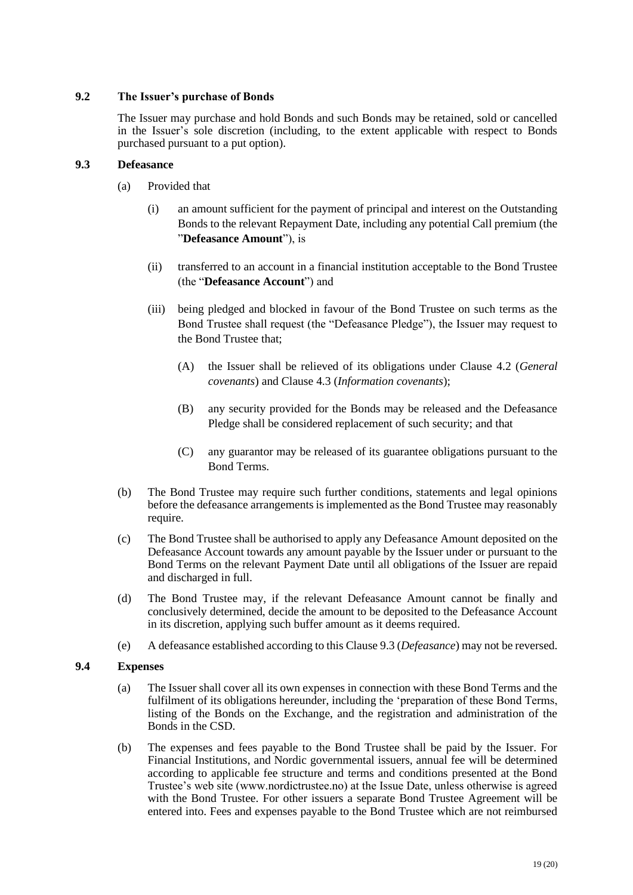### 9.2 The Issuer's purchase of Bonds

The Issuer may purchase and hold Bonds and such Bonds may be retained, sold or cancelled in the Issuer's sole discretion (including, to the extent applicable with respect to Bonds purchased pursuant to a put option).

### 9.3 Defeasance

(a) Provided that

(i) an amount sufficient for the payment of principal and interest on the Outstanding Bonds to the relevant Repayment Date, including any potential Call premium (the "**Defeasance Amount**"), is

(ii) transferred to an account in a financial institution acceptable to the Bond Trustee (the "**Defeasance Account**") and

(iii) being pledged and blocked in favour of the Bond Trustee on such terms as the Bond Trustee shall request (the "Defeasance Pledge"), the Issuer may request to the Bond Trustee that;

(A) the Issuer shall be relieved of its obligations under Clause 4.2 (*General covenants*) and Clause 4.3 (*Information covenants*);

(B) any security provided for the Bonds may be released and the Defeasance Pledge shall be considered replacement of such security; and that

(C) any guarantor may be released of its guarantee obligations pursuant to the Bond Terms.

(b) The Bond Trustee may require such further conditions, statements and legal opinions before the defeasance arrangements is implemented as the Bond Trustee may reasonably require.

(c) The Bond Trustee shall be authorised to apply any Defeasance Amount deposited on the Defeasance Account towards any amount payable by the Issuer under or pursuant to the Bond Terms on the relevant Payment Date until all obligations of the Issuer are repaid and discharged in full.

(d) The Bond Trustee may, if the relevant Defeasance Amount cannot be finally and conclusively determined, decide the amount to be deposited to the Defeasance Account in its discretion, applying such buffer amount as it deems required.

(e) A defeasance established according to this Clause 9.3 (*Defeasance*) may not be reversed.

### 9.4 Expenses

(a) The Issuer shall cover all its own expenses in connection with these Bond Terms and the fulfilment of its obligations hereunder, including the 'preparation of these Bond Terms, listing of the Bonds on the Exchange, and the registration and administration of the Bonds in the CSD.

(b) The expenses and fees payable to the Bond Trustee shall be paid by the Issuer. For Financial Institutions, and Nordic governmental issuers, annual fee will be determined according to applicable fee structure and terms and conditions presented at the Bond Trustee's web site (www.nordictrustee.no) at the Issue Date, unless otherwise is agreed with the Bond Trustee. For other issuers a separate Bond Trustee Agreement will be entered into. Fees and expenses payable to the Bond Trustee which are not reimbursed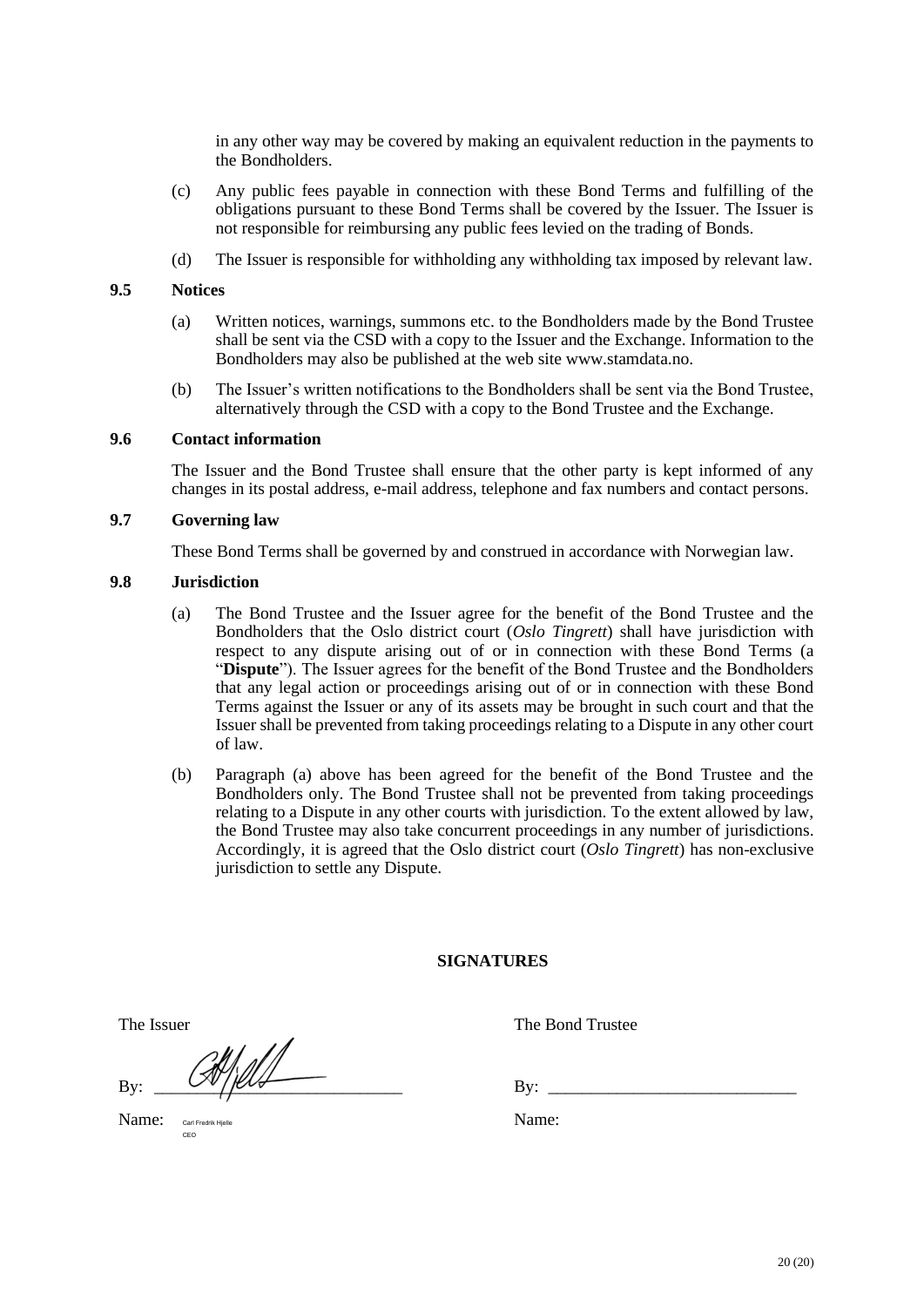in any other way may be covered by making an equivalent reduction in the payments to the Bondholders.

(c) Any public fees payable in connection with these Bond Terms and fulfilling of the obligations pursuant to these Bond Terms shall be covered by the Issuer. The Issuer is not responsible for reimbursing any public fees levied on the trading of Bonds.

(d) The Issuer is responsible for withholding any withholding tax imposed by relevant law.

### 9.5 Notices

(a) Written notices, warnings, summons etc. to the Bondholders made by the Bond Trustee shall be sent via the CSD with a copy to the Issuer and the Exchange. Information to the Bondholders may also be published at the web site www.stamdata.no.

(b) The Issuer's written notifications to the Bondholders shall be sent via the Bond Trustee, alternatively through the CSD with a copy to the Bond Trustee and the Exchange.

### 9.6 Contact information

The Issuer and the Bond Trustee shall ensure that the other party is kept informed of any changes in its postal address, e-mail address, telephone and fax numbers and contact persons.

### 9.7 Governing law

These Bond Terms shall be governed by and construed in accordance with Norwegian law.

### 9.8 Jurisdiction

(a) The Bond Trustee and the Issuer agree for the benefit of the Bond Trustee and the Bondholders that the Oslo district court (*Oslo Tingrett*) shall have jurisdiction with respect to any dispute arising out of or in connection with these Bond Terms (a "**Dispute**"). The Issuer agrees for the benefit of the Bond Trustee and the Bondholders that any legal action or proceedings arising out of or in connection with these Bond Terms against the Issuer or any of its assets may be brought in such court and that the Issuer shall be prevented from taking proceedings relating to a Dispute in any other court of law.

(b) Paragraph (a) above has been agreed for the benefit of the Bond Trustee and the Bondholders only. The Bond Trustee shall not be prevented from taking proceedings relating to a Dispute in any other courts with jurisdiction. To the extent allowed by law, the Bond Trustee may also take concurrent proceedings in any number of jurisdictions. Accordingly, it is agreed that the Oslo district court (*Oslo Tingrett*) has non-exclusive jurisdiction to settle any Dispute.

**SIGNATURES**

| The Issuer | The Bond Trustee |
|---|---|
| By: ______________________ | By: ______________________ |
| Name: Carl Fredrik Hjelle<br>CEO | Name: |